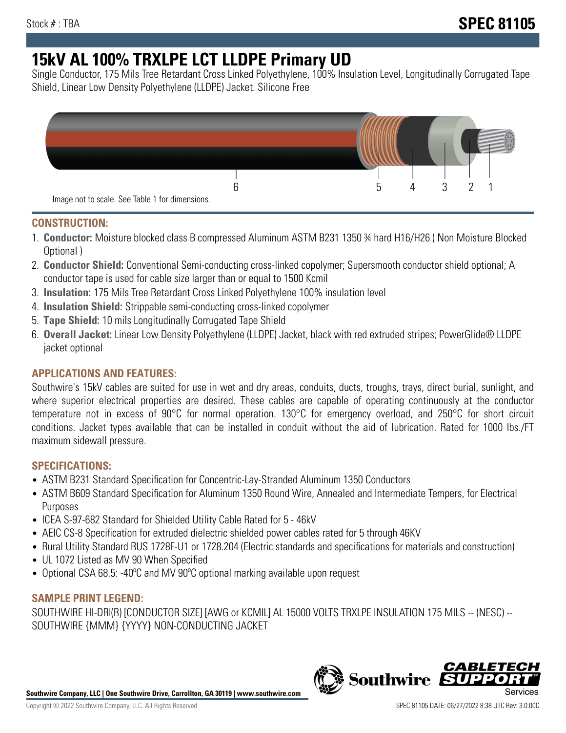Stock # : TBA

**SPEC 81105**

# 15kV AL 100% TRXLPE LCT LLDPE Primary UD

Single Conductor, 175 Mils Tree Retardant Cross Linked Polyethylene, 100% Insulation Level, Longitudinally Corrugated Tape Shield, Linear Low Density Polyethylene (LLDPE) Jacket. Silicone Free

6 5 4 3 2 1

Image not to scale. See Table 1 for dimensions.

## CONSTRUCTION:

1. **Conductor:** Moisture blocked class B compressed Aluminum ASTM B231 1350 ¾ hard H16/H26 ( Non Moisture Blocked Optional )
2. **Conductor Shield:** Conventional Semi-conducting cross-linked copolymer; Supersmooth conductor shield optional; A conductor tape is used for cable size larger than or equal to 1500 Kcmil
3. **Insulation:** 175 Mils Tree Retardant Cross Linked Polyethylene 100% insulation level
4. **Insulation Shield:** Strippable semi-conducting cross-linked copolymer
5. **Tape Shield:** 10 mils Longitudinally Corrugated Tape Shield
6. **Overall Jacket:** Linear Low Density Polyethylene (LLDPE) Jacket, black with red extruded stripes; PowerGlide® LLDPE jacket optional

## APPLICATIONS AND FEATURES:

Southwire's 15kV cables are suited for use in wet and dry areas, conduits, ducts, troughs, trays, direct burial, sunlight, and where superior electrical properties are desired. These cables are capable of operating continuously at the conductor temperature not in excess of 90°C for normal operation. 130°C for emergency overload, and 250°C for short circuit conditions. Jacket types available that can be installed in conduit without the aid of lubrication. Rated for 1000 lbs./FT maximum sidewall pressure.

## SPECIFICATIONS:

- ASTM B231 Standard Specification for Concentric-Lay-Stranded Aluminum 1350 Conductors
- ASTM B609 Standard Specification for Aluminum 1350 Round Wire, Annealed and Intermediate Tempers, for Electrical Purposes
- ICEA S-97-682 Standard for Shielded Utility Cable Rated for 5 - 46kV
- AEIC CS-8 Specification for extruded dielectric shielded power cables rated for 5 through 46KV
- Rural Utility Standard RUS 1728F-U1 or 1728.204 (Electric standards and specifications for materials and construction)
- UL 1072 Listed as MV 90 When Specified
- Optional CSA 68.5: -40ºC and MV 90ºC optional marking available upon request

## SAMPLE PRINT LEGEND:

SOUTHWIRE HI-DRI(R) [CONDUCTOR SIZE] [AWG or KCMIL] AL 15000 VOLTS TRXLPE INSULATION 175 MILS -- (NESC) -- SOUTHWIRE {MMM} {YYYY} NON-CONDUCTING JACKET

**Southwire Company, LLC | One Southwire Drive, Carrollton, GA 30119 | www.southwire.com**

Copyright © 2022 Southwire Company, LLC. All Rights Reserved

SPEC 81105 DATE: 06/27/2022 8:38 UTC Rev: 3.0.00C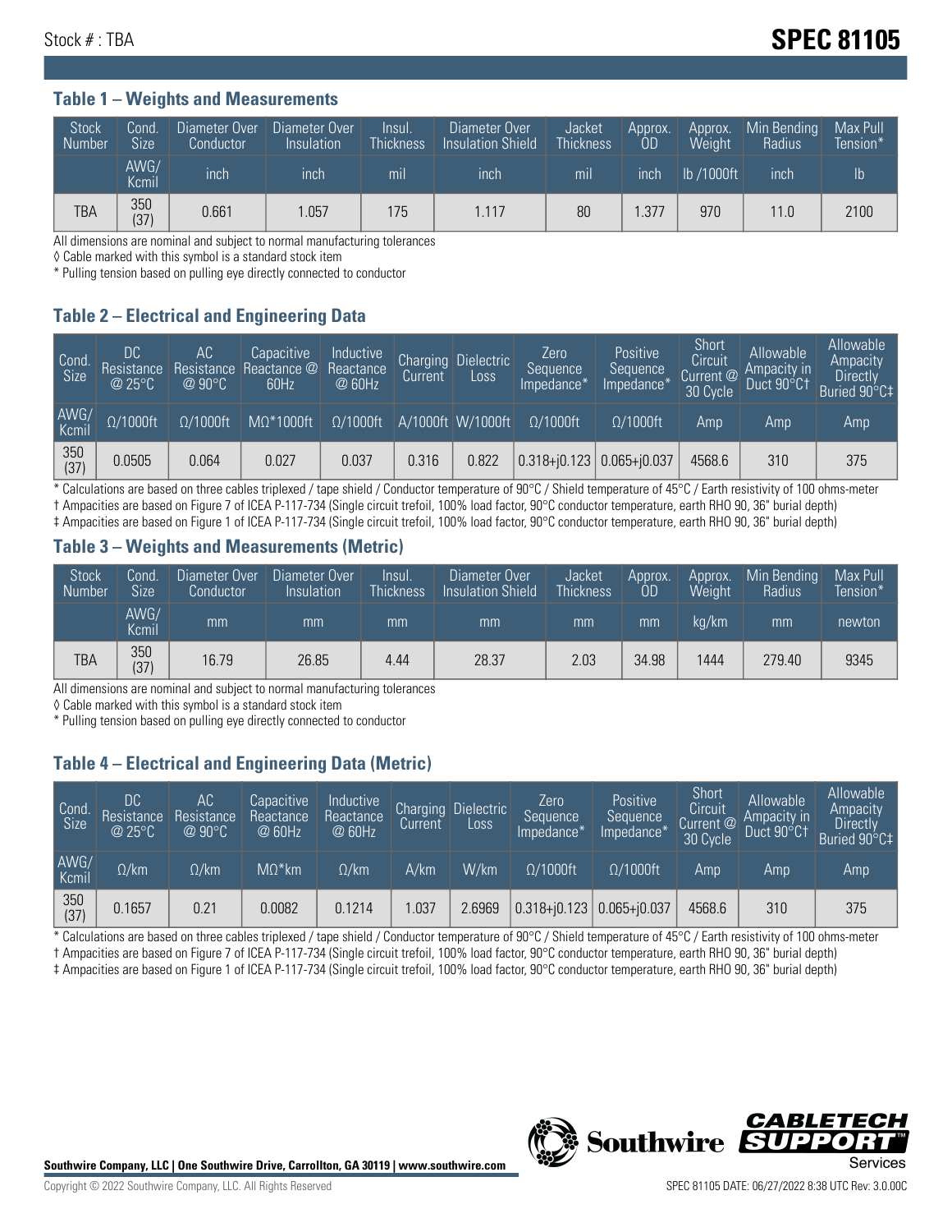Stock # : TBA

# SPEC 81105

## Table 1 – Weights and Measurements

| Stock Number | Cond. Size | Diameter Over Conductor | Diameter Over Insulation | Insul. Thickness | Diameter Over Insulation Shield | Jacket Thickness | Approx. OD | Approx. Weight | Min Bending Radius | Max Pull Tension* |
|---|---|---|---|---|---|---|---|---|---|---|
| | AWG/ Kcmil | inch | inch | mil | inch | mil | inch | lb /1000ft | inch | lb |
| TBA | 350 (37) | 0.661 | 1.057 | 175 | 1.117 | 80 | 1.377 | 970 | 11.0 | 2100 |

All dimensions are nominal and subject to normal manufacturing tolerances

◊ Cable marked with this symbol is a standard stock item

* Pulling tension based on pulling eye directly connected to conductor

## Table 2 – Electrical and Engineering Data

| Cond. Size | DC Resistance @ 25°C | AC Resistance @ 90°C | Capacitive Reactance @ 60Hz | Inductive Reactance @ 60Hz | Charging Current | Dielectric Loss | Zero Sequence Impedance* | Positive Sequence Impedance* | Short Circuit Current @ 30 Cycle | Allowable Ampacity in Duct 90°C† | Allowable Ampacity Directly Buried 90°C‡ |
|---|---|---|---|---|---|---|---|---|---|---|---|
| AWG/ Kcmil | Ω/1000ft | Ω/1000ft | MΩ*1000ft | Ω/1000ft | A/1000ft | W/1000ft | Ω/1000ft | Ω/1000ft | Amp | Amp | Amp |
| 350 (37) | 0.0505 | 0.064 | 0.027 | 0.037 | 0.316 | 0.822 | 0.318+j0.123 | 0.065+j0.037 | 4568.6 | 310 | 375 |

* Calculations are based on three cables triplexed / tape shield / Conductor temperature of 90°C / Shield temperature of 45°C / Earth resistivity of 100 ohms-meter

† Ampacities are based on Figure 7 of ICEA P-117-734 (Single circuit trefoil, 100% load factor, 90°C conductor temperature, earth RHO 90, 36" burial depth)

‡ Ampacities are based on Figure 1 of ICEA P-117-734 (Single circuit trefoil, 100% load factor, 90°C conductor temperature, earth RHO 90, 36" burial depth)

## Table 3 – Weights and Measurements (Metric)

| Stock Number | Cond. Size | Diameter Over Conductor | Diameter Over Insulation | Insul. Thickness | Diameter Over Insulation Shield | Jacket Thickness | Approx. OD | Approx. Weight | Min Bending Radius | Max Pull Tension* |
|---|---|---|---|---|---|---|---|---|---|---|
| | AWG/ Kcmil | mm | mm | mm | mm | mm | mm | kg/km | mm | newton |
| TBA | 350 (37) | 16.79 | 26.85 | 4.44 | 28.37 | 2.03 | 34.98 | 1444 | 279.40 | 9345 |

All dimensions are nominal and subject to normal manufacturing tolerances

◊ Cable marked with this symbol is a standard stock item

* Pulling tension based on pulling eye directly connected to conductor

## Table 4 – Electrical and Engineering Data (Metric)

| Cond. Size | DC Resistance @ 25°C | AC Resistance @ 90°C | Capacitive Reactance @ 60Hz | Inductive Reactance @ 60Hz | Charging Current | Dielectric Loss | Zero Sequence Impedance* | Positive Sequence Impedance* | Short Circuit Current @ 30 Cycle | Allowable Ampacity in Duct 90°C† | Allowable Ampacity Directly Buried 90°C‡ |
|---|---|---|---|---|---|---|---|---|---|---|---|
| AWG/ Kcmil | Ω/km | Ω/km | MΩ*km | Ω/km | A/km | W/km | Ω/1000ft | Ω/1000ft | Amp | Amp | Amp |
| 350 (37) | 0.1657 | 0.21 | 0.0082 | 0.1214 | 1.037 | 2.6969 | 0.318+j0.123 | 0.065+j0.037 | 4568.6 | 310 | 375 |

* Calculations are based on three cables triplexed / tape shield / Conductor temperature of 90°C / Shield temperature of 45°C / Earth resistivity of 100 ohms-meter

† Ampacities are based on Figure 7 of ICEA P-117-734 (Single circuit trefoil, 100% load factor, 90°C conductor temperature, earth RHO 90, 36" burial depth)

‡ Ampacities are based on Figure 1 of ICEA P-117-734 (Single circuit trefoil, 100% load factor, 90°C conductor temperature, earth RHO 90, 36" burial depth)

**Southwire Company, LLC | One Southwire Drive, Carrollton, GA 30119 | www.southwire.com**

Copyright © 2022 Southwire Company, LLC. All Rights Reserved

SPEC 81105 DATE: 06/27/2022 8:38 UTC Rev: 3.0.00C